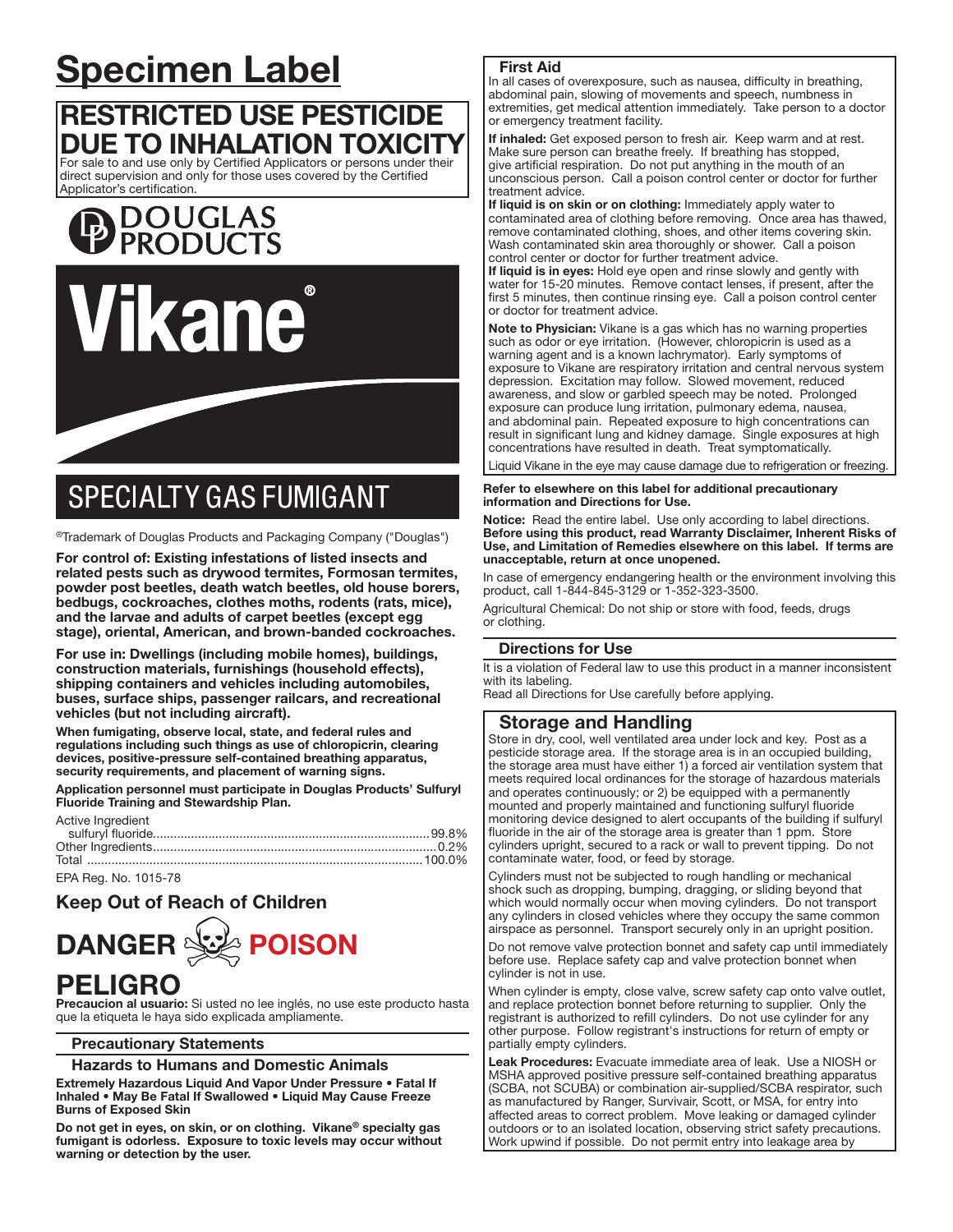# Specimen Label

## RESTRICTED USE PESTICIDE DUE TO INHALATION TOXICITY

For sale to and use only by Certified Applicators or persons under their direct supervision and only for those uses covered by the Certified Applicator's certification.

DOUGLAS PRODUCTS

# Vikane®

## SPECIALTY GAS FUMIGANT

®Trademark of Douglas Products and Packaging Company ("Douglas")

**For control of: Existing infestations of listed insects and related pests such as drywood termites, Formosan termites, powder post beetles, death watch beetles, old house borers, bedbugs, cockroaches, clothes moths, rodents (rats, mice), and the larvae and adults of carpet beetles (except egg stage), oriental, American, and brown-banded cockroaches.**

**For use in: Dwellings (including mobile homes), buildings, construction materials, furnishings (household effects), shipping containers and vehicles including automobiles, buses, surface ships, passenger railcars, and recreational vehicles (but not including aircraft).**

**When fumigating, observe local, state, and federal rules and regulations including such things as use of chloropicrin, clearing devices, positive-pressure self-contained breathing apparatus, security requirements, and placement of warning signs.**

**Application personnel must participate in Douglas Products' Sulfuryl Fluoride Training and Stewardship Plan.**

| Active Ingredient | |
|---|---|
| sulfuryl fluoride | 99.8% |
| Other Ingredients | 0.2% |
| Total | 100.0% |

EPA Reg. No. 1015-78

## Keep Out of Reach of Children

## DANGER POISON

## PELIGRO

**Precaucion al usuario:** Si usted no lee inglés, no use este producto hasta que la etiqueta le haya sido explicada ampliamente.

### Precautionary Statements

#### Hazards to Humans and Domestic Animals

**Extremely Hazardous Liquid And Vapor Under Pressure • Fatal If Inhaled • May Be Fatal If Swallowed • Liquid May Cause Freeze Burns of Exposed Skin**

**Do not get in eyes, on skin, or on clothing. Vikane® specialty gas fumigant is odorless. Exposure to toxic levels may occur without warning or detection by the user.**

### First Aid

In all cases of overexposure, such as nausea, difficulty in breathing, abdominal pain, slowing of movements and speech, numbness in extremities, get medical attention immediately. Take person to a doctor or emergency treatment facility.

**If inhaled:** Get exposed person to fresh air. Keep warm and at rest. Make sure person can breathe freely. If breathing has stopped, give artificial respiration. Do not put anything in the mouth of an unconscious person. Call a poison control center or doctor for further treatment advice.

**If liquid is on skin or on clothing:** Immediately apply water to contaminated area of clothing before removing. Once area has thawed, remove contaminated clothing, shoes, and other items covering skin. Wash contaminated skin area thoroughly or shower. Call a poison control center or doctor for further treatment advice.

**If liquid is in eyes:** Hold eye open and rinse slowly and gently with water for 15-20 minutes. Remove contact lenses, if present, after the first 5 minutes, then continue rinsing eye. Call a poison control center or doctor for treatment advice.

**Note to Physician:** Vikane is a gas which has no warning properties such as odor or eye irritation. (However, chloropicrin is used as a warning agent and is a known lachrymator). Early symptoms of exposure to Vikane are respiratory irritation and central nervous system depression. Excitation may follow. Slowed movement, reduced awareness, and slow or garbled speech may be noted. Prolonged exposure can produce lung irritation, pulmonary edema, nausea, and abdominal pain. Repeated exposure to high concentrations can result in significant lung and kidney damage. Single exposures at high concentrations have resulted in death. Treat symptomatically.

Liquid Vikane in the eye may cause damage due to refrigeration or freezing.

**Refer to elsewhere on this label for additional precautionary information and Directions for Use.**

**Notice:** Read the entire label. Use only according to label directions. **Before using this product, read Warranty Disclaimer, Inherent Risks of Use, and Limitation of Remedies elsewhere on this label. If terms are unacceptable, return at once unopened.**

In case of emergency endangering health or the environment involving this product, call 1-844-845-3129 or 1-352-323-3500.

Agricultural Chemical: Do not ship or store with food, feeds, drugs or clothing.

### Directions for Use

It is a violation of Federal law to use this product in a manner inconsistent with its labeling.

Read all Directions for Use carefully before applying.

### Storage and Handling

Store in dry, cool, well ventilated area under lock and key. Post as a pesticide storage area. If the storage area is in an occupied building, the storage area must have either 1) a forced air ventilation system that meets required local ordinances for the storage of hazardous materials and operates continuously; or 2) be equipped with a permanently mounted and properly maintained and functioning sulfuryl fluoride monitoring device designed to alert occupants of the building if sulfuryl fluoride in the air of the storage area is greater than 1 ppm. Store cylinders upright, secured to a rack or wall to prevent tipping. Do not contaminate water, food, or feed by storage.

Cylinders must not be subjected to rough handling or mechanical shock such as dropping, bumping, dragging, or sliding beyond that which would normally occur when moving cylinders. Do not transport any cylinders in closed vehicles where they occupy the same common airspace as personnel. Transport securely only in an upright position.

Do not remove valve protection bonnet and safety cap until immediately before use. Replace safety cap and valve protection bonnet when cylinder is not in use.

When cylinder is empty, close valve, screw safety cap onto valve outlet, and replace protection bonnet before returning to supplier. Only the registrant is authorized to refill cylinders. Do not use cylinder for any other purpose. Follow registrant's instructions for return of empty or partially empty cylinders.

**Leak Procedures:** Evacuate immediate area of leak. Use a NIOSH or MSHA approved positive pressure self-contained breathing apparatus (SCBA, not SCUBA) or combination air-supplied/SCBA respirator, such as manufactured by Ranger, Survivair, Scott, or MSA, for entry into affected areas to correct problem. Move leaking or damaged cylinder outdoors or to an isolated location, observing strict safety precautions. Work upwind if possible. Do not permit entry into leakage area by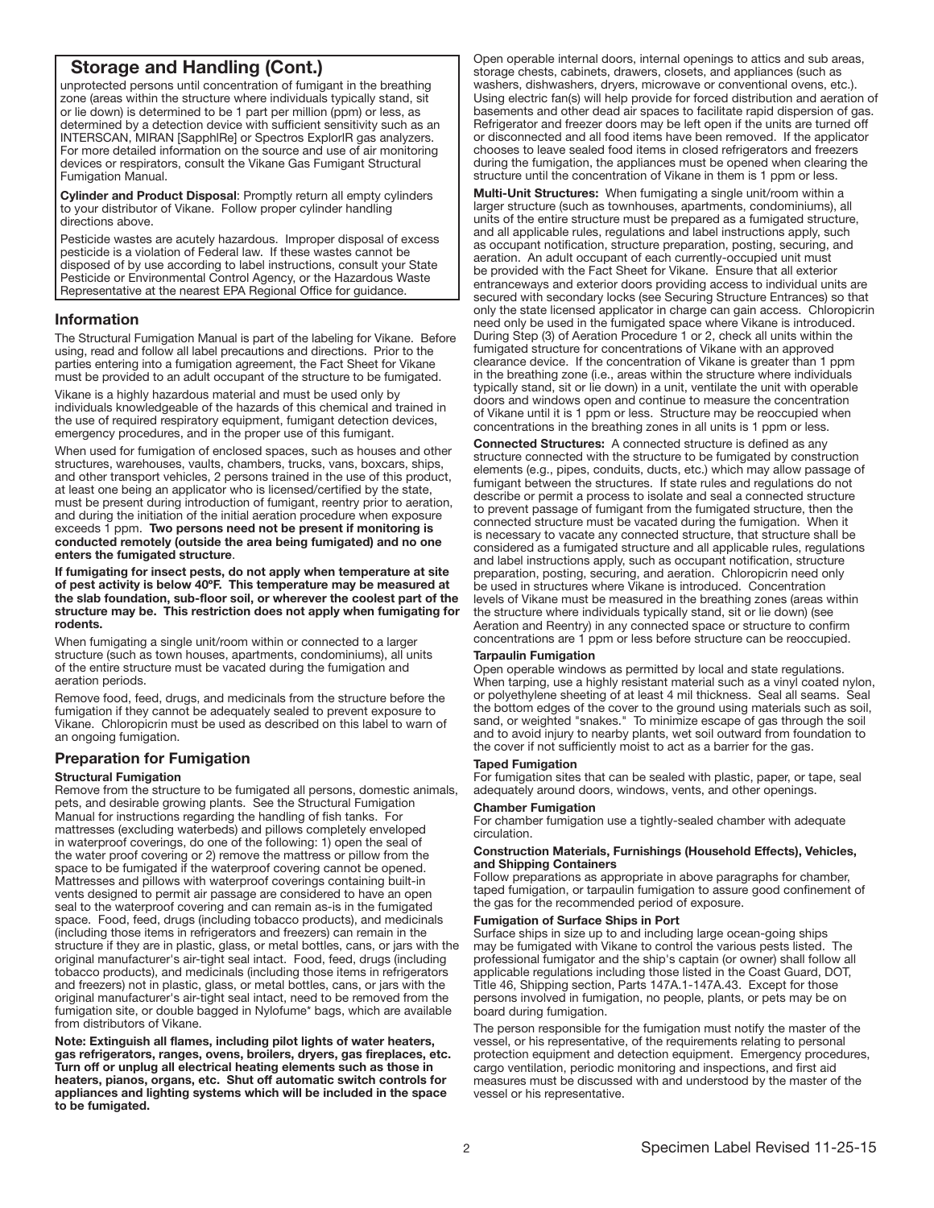## Storage and Handling (Cont.)

unprotected persons until concentration of fumigant in the breathing zone (areas within the structure where individuals typically stand, sit or lie down) is determined to be 1 part per million (ppm) or less, as determined by a detection device with sufficient sensitivity such as an INTERSCAN, MIRAN [SapphIRe] or Spectros ExplorIR gas analyzers. For more detailed information on the source and use of air monitoring devices or respirators, consult the Vikane Gas Fumigant Structural Fumigation Manual.

**Cylinder and Product Disposal**: Promptly return all empty cylinders to your distributor of Vikane. Follow proper cylinder handling directions above.

Pesticide wastes are acutely hazardous. Improper disposal of excess pesticide is a violation of Federal law. If these wastes cannot be disposed of by use according to label instructions, consult your State Pesticide or Environmental Control Agency, or the Hazardous Waste Representative at the nearest EPA Regional Office for guidance.

## Information

The Structural Fumigation Manual is part of the labeling for Vikane. Before using, read and follow all label precautions and directions. Prior to the parties entering into a fumigation agreement, the Fact Sheet for Vikane must be provided to an adult occupant of the structure to be fumigated.

Vikane is a highly hazardous material and must be used only by individuals knowledgeable of the hazards of this chemical and trained in the use of required respiratory equipment, fumigant detection devices, emergency procedures, and in the proper use of this fumigant.

When used for fumigation of enclosed spaces, such as houses and other structures, warehouses, vaults, chambers, trucks, vans, boxcars, ships, and other transport vehicles, 2 persons trained in the use of this product, at least one being an applicator who is licensed/certified by the state, must be present during introduction of fumigant, reentry prior to aeration, and during the initiation of the initial aeration procedure when exposure exceeds 1 ppm. **Two persons need not be present if monitoring is conducted remotely (outside the area being fumigated) and no one enters the fumigated structure**.

**If fumigating for insect pests, do not apply when temperature at site of pest activity is below 40ºF. This temperature may be measured at the slab foundation, sub-floor soil, or wherever the coolest part of the structure may be. This restriction does not apply when fumigating for rodents.**

When fumigating a single unit/room within or connected to a larger structure (such as town houses, apartments, condominiums), all units of the entire structure must be vacated during the fumigation and aeration periods.

Remove food, feed, drugs, and medicinals from the structure before the fumigation if they cannot be adequately sealed to prevent exposure to Vikane. Chloropicrin must be used as described on this label to warn of an ongoing fumigation.

## Preparation for Fumigation

### Structural Fumigation

Remove from the structure to be fumigated all persons, domestic animals, pets, and desirable growing plants. See the Structural Fumigation Manual for instructions regarding the handling of fish tanks. For mattresses (excluding waterbeds) and pillows completely enveloped in waterproof coverings, do one of the following: 1) open the seal of the water proof covering or 2) remove the mattress or pillow from the space to be fumigated if the waterproof covering cannot be opened. Mattresses and pillows with waterproof coverings containing built-in vents designed to permit air passage are considered to have an open seal to the waterproof covering and can remain as-is in the fumigated space. Food, feed, drugs (including tobacco products), and medicinals (including those items in refrigerators and freezers) can remain in the structure if they are in plastic, glass, or metal bottles, cans, or jars with the original manufacturer's air-tight seal intact. Food, feed, drugs (including tobacco products), and medicinals (including those items in refrigerators and freezers) not in plastic, glass, or metal bottles, cans, or jars with the original manufacturer's air-tight seal intact, need to be removed from the fumigation site, or double bagged in Nylofume* bags, which are available from distributors of Vikane.

**Note: Extinguish all flames, including pilot lights of water heaters, gas refrigerators, ranges, ovens, broilers, dryers, gas fireplaces, etc. Turn off or unplug all electrical heating elements such as those in heaters, pianos, organs, etc. Shut off automatic switch controls for appliances and lighting systems which will be included in the space to be fumigated.**

Open operable internal doors, internal openings to attics and sub areas, storage chests, cabinets, drawers, closets, and appliances (such as washers, dishwashers, dryers, microwave or conventional ovens, etc.). Using electric fan(s) will help provide for forced distribution and aeration of basements and other dead air spaces to facilitate rapid dispersion of gas. Refrigerator and freezer doors may be left open if the units are turned off or disconnected and all food items have been removed. If the applicator chooses to leave sealed food items in closed refrigerators and freezers during the fumigation, the appliances must be opened when clearing the structure until the concentration of Vikane in them is 1 ppm or less.

**Multi-Unit Structures:** When fumigating a single unit/room within a larger structure (such as townhouses, apartments, condominiums), all units of the entire structure must be prepared as a fumigated structure, and all applicable rules, regulations and label instructions apply, such as occupant notification, structure preparation, posting, securing, and aeration. An adult occupant of each currently-occupied unit must be provided with the Fact Sheet for Vikane. Ensure that all exterior entranceways and exterior doors providing access to individual units are secured with secondary locks (see Securing Structure Entrances) so that only the state licensed applicator in charge can gain access. Chloropicrin need only be used in the fumigated space where Vikane is introduced. During Step (3) of Aeration Procedure 1 or 2, check all units within the fumigated structure for concentrations of Vikane with an approved clearance device. If the concentration of Vikane is greater than 1 ppm in the breathing zone (i.e., areas within the structure where individuals typically stand, sit or lie down) in a unit, ventilate the unit with operable doors and windows open and continue to measure the concentration of Vikane until it is 1 ppm or less. Structure may be reoccupied when concentrations in the breathing zones in all units is 1 ppm or less.

**Connected Structures:** A connected structure is defined as any structure connected with the structure to be fumigated by construction elements (e.g., pipes, conduits, ducts, etc.) which may allow passage of fumigant between the structures. If state rules and regulations do not describe or permit a process to isolate and seal a connected structure to prevent passage of fumigant from the fumigated structure, then the connected structure must be vacated during the fumigation. When it is necessary to vacate any connected structure, that structure shall be considered as a fumigated structure and all applicable rules, regulations and label instructions apply, such as occupant notification, structure preparation, posting, securing, and aeration. Chloropicrin need only be used in structures where Vikane is introduced. Concentration levels of Vikane must be measured in the breathing zones (areas within the structure where individuals typically stand, sit or lie down) (see Aeration and Reentry) in any connected space or structure to confirm concentrations are 1 ppm or less before structure can be reoccupied.

### Tarpaulin Fumigation

Open operable windows as permitted by local and state regulations. When tarping, use a highly resistant material such as a vinyl coated nylon, or polyethylene sheeting of at least 4 mil thickness. Seal all seams. Seal the bottom edges of the cover to the ground using materials such as soil, sand, or weighted "snakes." To minimize escape of gas through the soil and to avoid injury to nearby plants, wet soil outward from foundation to the cover if not sufficiently moist to act as a barrier for the gas.

### Taped Fumigation

For fumigation sites that can be sealed with plastic, paper, or tape, seal adequately around doors, windows, vents, and other openings.

### Chamber Fumigation

For chamber fumigation use a tightly-sealed chamber with adequate circulation.

### Construction Materials, Furnishings (Household Effects), Vehicles, and Shipping Containers

Follow preparations as appropriate in above paragraphs for chamber, taped fumigation, or tarpaulin fumigation to assure good confinement of the gas for the recommended period of exposure.

### Fumigation of Surface Ships in Port

Surface ships in size up to and including large ocean-going ships may be fumigated with Vikane to control the various pests listed. The professional fumigator and the ship's captain (or owner) shall follow all applicable regulations including those listed in the Coast Guard, DOT, Title 46, Shipping section, Parts 147A.1-147A.43. Except for those persons involved in fumigation, no people, plants, or pets may be on board during fumigation.

The person responsible for the fumigation must notify the master of the vessel, or his representative, of the requirements relating to personal protection equipment and detection equipment. Emergency procedures, cargo ventilation, periodic monitoring and inspections, and first aid measures must be discussed with and understood by the master of the vessel or his representative.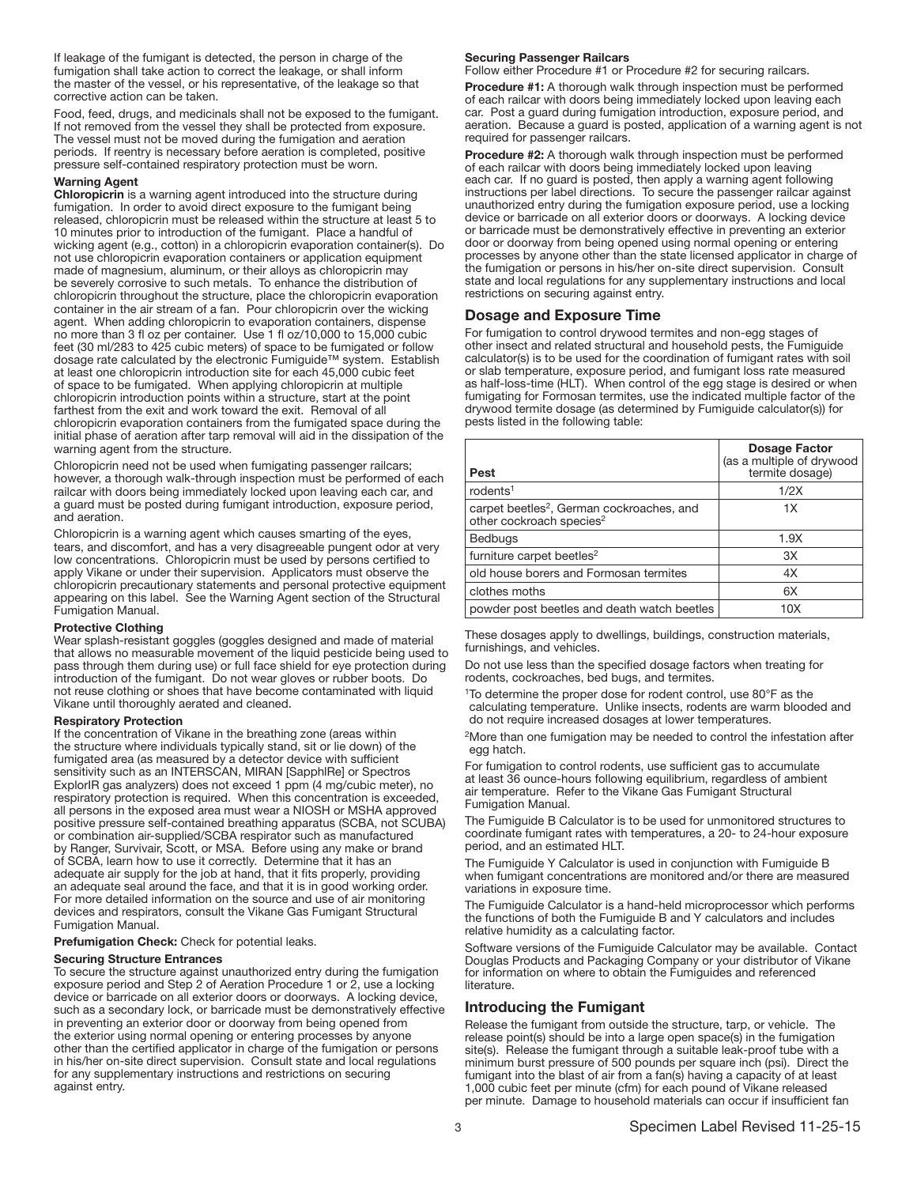If leakage of the fumigant is detected, the person in charge of the fumigation shall take action to correct the leakage, or shall inform the master of the vessel, or his representative, of the leakage so that corrective action can be taken.

Food, feed, drugs, and medicinals shall not be exposed to the fumigant. If not removed from the vessel they shall be protected from exposure. The vessel must not be moved during the fumigation and aeration periods. If reentry is necessary before aeration is completed, positive pressure self-contained respiratory protection must be worn.

#### Warning Agent

**Chloropicrin** is a warning agent introduced into the structure during fumigation. In order to avoid direct exposure to the fumigant being released, chloropicrin must be released within the structure at least 5 to 10 minutes prior to introduction of the fumigant. Place a handful of wicking agent (e.g., cotton) in a chloropicrin evaporation container(s). Do not use chloropicrin evaporation containers or application equipment made of magnesium, aluminum, or their alloys as chloropicrin may be severely corrosive to such metals. To enhance the distribution of chloropicrin throughout the structure, place the chloropicrin evaporation container in the air stream of a fan. Pour chloropicrin over the wicking agent. When adding chloropicrin to evaporation containers, dispense no more than 3 fl oz per container. Use 1 fl oz/10,000 to 15,000 cubic feet (30 ml/283 to 425 cubic meters) of space to be fumigated or follow dosage rate calculated by the electronic Fumiguide™ system. Establish at least one chloropicrin introduction site for each 45,000 cubic feet of space to be fumigated. When applying chloropicrin at multiple chloropicrin introduction points within a structure, start at the point farthest from the exit and work toward the exit. Removal of all chloropicrin evaporation containers from the fumigated space during the initial phase of aeration after tarp removal will aid in the dissipation of the warning agent from the structure.

Chloropicrin need not be used when fumigating passenger railcars; however, a thorough walk-through inspection must be performed of each railcar with doors being immediately locked upon leaving each car, and a guard must be posted during fumigant introduction, exposure period, and aeration.

Chloropicrin is a warning agent which causes smarting of the eyes, tears, and discomfort, and has a very disagreeable pungent odor at very low concentrations. Chloropicrin must be used by persons certified to apply Vikane or under their supervision. Applicators must observe the chloropicrin precautionary statements and personal protective equipment appearing on this label. See the Warning Agent section of the Structural Fumigation Manual.

#### Protective Clothing

Wear splash-resistant goggles (goggles designed and made of material that allows no measurable movement of the liquid pesticide being used to pass through them during use) or full face shield for eye protection during introduction of the fumigant. Do not wear gloves or rubber boots. Do not reuse clothing or shoes that have become contaminated with liquid Vikane until thoroughly aerated and cleaned.

#### Respiratory Protection

If the concentration of Vikane in the breathing zone (areas within the structure where individuals typically stand, sit or lie down) of the fumigated area (as measured by a detector device with sufficient sensitivity such as an INTERSCAN, MIRAN [SapphIRe] or Spectros ExplorIR gas analyzers) does not exceed 1 ppm (4 mg/cubic meter), no respiratory protection is required. When this concentration is exceeded, all persons in the exposed area must wear a NIOSH or MSHA approved positive pressure self-contained breathing apparatus (SCBA, not SCUBA) or combination air-supplied/SCBA respirator such as manufactured by Ranger, Survivair, Scott, or MSA. Before using any make or brand of SCBA, learn how to use it correctly. Determine that it has an adequate air supply for the job at hand, that it fits properly, providing an adequate seal around the face, and that it is in good working order. For more detailed information on the source and use of air monitoring devices and respirators, consult the Vikane Gas Fumigant Structural Fumigation Manual.

**Prefumigation Check:** Check for potential leaks.

#### Securing Structure Entrances

To secure the structure against unauthorized entry during the fumigation exposure period and Step 2 of Aeration Procedure 1 or 2, use a locking device or barricade on all exterior doors or doorways. A locking device, such as a secondary lock, or barricade must be demonstratively effective in preventing an exterior door or doorway from being opened from the exterior using normal opening or entering processes by anyone other than the certified applicator in charge of the fumigation or persons in his/her on-site direct supervision. Consult state and local regulations for any supplementary instructions and restrictions on securing against entry.

#### Securing Passenger Railcars

Follow either Procedure #1 or Procedure #2 for securing railcars.

**Procedure #1:** A thorough walk through inspection must be performed of each railcar with doors being immediately locked upon leaving each car. Post a guard during fumigation introduction, exposure period, and aeration. Because a guard is posted, application of a warning agent is not required for passenger railcars.

**Procedure #2:** A thorough walk through inspection must be performed of each railcar with doors being immediately locked upon leaving each car. If no guard is posted, then apply a warning agent following instructions per label directions. To secure the passenger railcar against unauthorized entry during the fumigation exposure period, use a locking device or barricade on all exterior doors or doorways. A locking device or barricade must be demonstratively effective in preventing an exterior door or doorway from being opened using normal opening or entering processes by anyone other than the state licensed applicator in charge of the fumigation or persons in his/her on-site direct supervision. Consult state and local regulations for any supplementary instructions and local restrictions on securing against entry.

## Dosage and Exposure Time

For fumigation to control drywood termites and non-egg stages of other insect and related structural and household pests, the Fumiguide calculator(s) is to be used for the coordination of fumigant rates with soil or slab temperature, exposure period, and fumigant loss rate measured as half-loss-time (HLT). When control of the egg stage is desired or when fumigating for Formosan termites, use the indicated multiple factor of the drywood termite dosage (as determined by Fumiguide calculator(s)) for pests listed in the following table:

| Pest | Dosage Factor (as a multiple of drywood termite dosage) |
|---|---|
| rodents[1] | 1/2X |
| carpet beetles[2], German cockroaches, and other cockroach species[2] | 1X |
| Bedbugs | 1.9X |
| furniture carpet beetles[2] | 3X |
| old house borers and Formosan termites | 4X |
| clothes moths | 6X |
| powder post beetles and death watch beetles | 10X |

These dosages apply to dwellings, buildings, construction materials, furnishings, and vehicles.

Do not use less than the specified dosage factors when treating for rodents, cockroaches, bed bugs, and termites.

[1]To determine the proper dose for rodent control, use 80°F as the calculating temperature. Unlike insects, rodents are warm blooded and do not require increased dosages at lower temperatures.

[2]More than one fumigation may be needed to control the infestation after egg hatch.

For fumigation to control rodents, use sufficient gas to accumulate at least 36 ounce-hours following equilibrium, regardless of ambient air temperature. Refer to the Vikane Gas Fumigant Structural Fumigation Manual.

The Fumiguide B Calculator is to be used for unmonitored structures to coordinate fumigant rates with temperatures, a 20- to 24-hour exposure period, and an estimated HLT.

The Fumiguide Y Calculator is used in conjunction with Fumiguide B when fumigant concentrations are monitored and/or there are measured variations in exposure time.

The Fumiguide Calculator is a hand-held microprocessor which performs the functions of both the Fumiguide B and Y calculators and includes relative humidity as a calculating factor.

Software versions of the Fumiguide Calculator may be available. Contact Douglas Products and Packaging Company or your distributor of Vikane for information on where to obtain the Fumiguides and referenced literature.

## Introducing the Fumigant

Release the fumigant from outside the structure, tarp, or vehicle. The release point(s) should be into a large open space(s) in the fumigation site(s). Release the fumigant through a suitable leak-proof tube with a minimum burst pressure of 500 pounds per square inch (psi). Direct the fumigant into the blast of air from a fan(s) having a capacity of at least 1,000 cubic feet per minute (cfm) for each pound of Vikane released per minute. Damage to household materials can occur if insufficient fan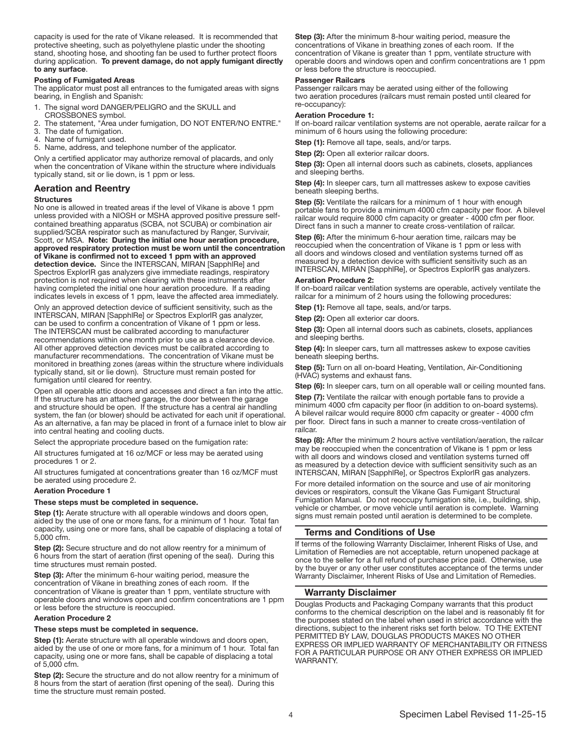capacity is used for the rate of Vikane released. It is recommended that protective sheeting, such as polyethylene plastic under the shooting stand, shooting hose, and shooting fan be used to further protect floors during application. **To prevent damage, do not apply fumigant directly to any surface**.

#### Posting of Fumigated Areas

The applicator must post all entrances to the fumigated areas with signs bearing, in English and Spanish:

1. The signal word DANGER/PELIGRO and the SKULL and CROSSBONES symbol.
2. The statement, "Area under fumigation, DO NOT ENTER/NO ENTRE."
3. The date of fumigation.
4. Name of fumigant used.
5. Name, address, and telephone number of the applicator.

Only a certified applicator may authorize removal of placards, and only when the concentration of Vikane within the structure where individuals typically stand, sit or lie down, is 1 ppm or less.

### Aeration and Reentry

#### Structures

No one is allowed in treated areas if the level of Vikane is above 1 ppm unless provided with a NIOSH or MSHA approved positive pressure self-contained breathing apparatus (SCBA, not SCUBA) or combination air supplied/SCBA respirator such as manufactured by Ranger, Survivair, Scott, or MSA. **Note: During the initial one hour aeration procedure, approved respiratory protection must be worn until the concentration of Vikane is confirmed not to exceed 1 ppm with an approved detection device.** Since the INTERSCAN, MIRAN [SapphIRe] and Spectros ExplorIR gas analyzers give immediate readings, respiratory protection is not required when clearing with these instruments after having completed the initial one hour aeration procedure. If a reading indicates levels in excess of 1 ppm, leave the affected area immediately.

Only an approved detection device of sufficient sensitivity, such as the INTERSCAN, MIRAN [SapphIRe] or Spectros ExplorIR gas analyzer, can be used to confirm a concentration of Vikane of 1 ppm or less. The INTERSCAN must be calibrated according to manufacturer recommendations within one month prior to use as a clearance device. All other approved detection devices must be calibrated according to manufacturer recommendations. The concentration of Vikane must be monitored in breathing zones (areas within the structure where individuals typically stand, sit or lie down). Structure must remain posted for fumigation until cleared for reentry.

Open all operable attic doors and accesses and direct a fan into the attic. If the structure has an attached garage, the door between the garage and structure should be open. If the structure has a central air handling system, the fan (or blower) should be activated for each unit if operational. As an alternative, a fan may be placed in front of a furnace inlet to blow air into central heating and cooling ducts.

Select the appropriate procedure based on the fumigation rate:

All structures fumigated at 16 oz/MCF or less may be aerated using procedures 1 or 2.

All structures fumigated at concentrations greater than 16 oz/MCF must be aerated using procedure 2.

#### Aeration Procedure 1

**These steps must be completed in sequence.**

**Step (1):** Aerate structure with all operable windows and doors open, aided by the use of one or more fans, for a minimum of 1 hour. Total fan capacity, using one or more fans, shall be capable of displacing a total of 5,000 cfm.

**Step (2):** Secure structure and do not allow reentry for a minimum of 6 hours from the start of aeration (first opening of the seal). During this time structures must remain posted.

**Step (3):** After the minimum 6-hour waiting period, measure the concentration of Vikane in breathing zones of each room. If the concentration of Vikane is greater than 1 ppm, ventilate structure with operable doors and windows open and confirm concentrations are 1 ppm or less before the structure is reoccupied.

#### Aeration Procedure 2

**These steps must be completed in sequence.**

**Step (1):** Aerate structure with all operable windows and doors open, aided by the use of one or more fans, for a minimum of 1 hour. Total fan capacity, using one or more fans, shall be capable of displacing a total of 5,000 cfm.

**Step (2):** Secure the structure and do not allow reentry for a minimum of 8 hours from the start of aeration (first opening of the seal). During this time the structure must remain posted.

**Step (3):** After the minimum 8-hour waiting period, measure the concentrations of Vikane in breathing zones of each room. If the concentration of Vikane is greater than 1 ppm, ventilate structure with operable doors and windows open and confirm concentrations are 1 ppm or less before the structure is reoccupied.

#### Passenger Railcars

Passenger railcars may be aerated using either of the following two aeration procedures (railcars must remain posted until cleared for re-occupancy):

#### Aeration Procedure 1:

If on-board railcar ventilation systems are not operable, aerate railcar for a minimum of 6 hours using the following procedure:

**Step (1):** Remove all tape, seals, and/or tarps.

**Step (2):** Open all exterior railcar doors.

**Step (3):** Open all internal doors such as cabinets, closets, appliances and sleeping berths.

**Step (4):** In sleeper cars, turn all mattresses askew to expose cavities beneath sleeping berths.

**Step (5):** Ventilate the railcars for a minimum of 1 hour with enough portable fans to provide a minimum 4000 cfm capacity per floor. A bilevel railcar would require 8000 cfm capacity or greater - 4000 cfm per floor. Direct fans in such a manner to create cross-ventilation of railcar.

**Step (6):** After the minimum 6-hour aeration time, railcars may be reoccupied when the concentration of Vikane is 1 ppm or less with all doors and windows closed and ventilation systems turned off as measured by a detection device with sufficient sensitivity such as an INTERSCAN, MIRAN [SapphIRe], or Spectros ExplorIR gas analyzers.

#### Aeration Procedure 2:

If on-board railcar ventilation systems are operable, actively ventilate the railcar for a minimum of 2 hours using the following procedures:

**Step (1):** Remove all tape, seals, and/or tarps.

**Step (2):** Open all exterior car doors.

**Step (3):** Open all internal doors such as cabinets, closets, appliances and sleeping berths.

**Step (4):** In sleeper cars, turn all mattresses askew to expose cavities beneath sleeping berths.

**Step (5):** Turn on all on-board Heating, Ventilation, Air-Conditioning (HVAC) systems and exhaust fans.

**Step (6):** In sleeper cars, turn on all operable wall or ceiling mounted fans.

**Step (7):** Ventilate the railcar with enough portable fans to provide a minimum 4000 cfm capacity per floor (in addition to on-board systems). A bilevel railcar would require 8000 cfm capacity or greater - 4000 cfm per floor. Direct fans in such a manner to create cross-ventilation of railcar.

**Step (8):** After the minimum 2 hours active ventilation/aeration, the railcar may be reoccupied when the concentration of Vikane is 1 ppm or less with all doors and windows closed and ventilation systems turned off as measured by a detection device with sufficient sensitivity such as an INTERSCAN, MIRAN [SapphIRe], or Spectros ExplorIR gas analyzers.

For more detailed information on the source and use of air monitoring devices or respirators, consult the Vikane Gas Fumigant Structural Fumigation Manual. Do not reoccupy fumigation site, i.e., building, ship, vehicle or chamber, or move vehicle until aeration is complete. Warning signs must remain posted until aeration is determined to be complete.

### Terms and Conditions of Use

If terms of the following Warranty Disclaimer, Inherent Risks of Use, and Limitation of Remedies are not acceptable, return unopened package at once to the seller for a full refund of purchase price paid. Otherwise, use by the buyer or any other user constitutes acceptance of the terms under Warranty Disclaimer, Inherent Risks of Use and Limitation of Remedies.

### Warranty Disclaimer

Douglas Products and Packaging Company warrants that this product conforms to the chemical description on the label and is reasonably fit for the purposes stated on the label when used in strict accordance with the directions, subject to the inherent risks set forth below. TO THE EXTENT PERMITTED BY LAW, DOUGLAS PRODUCTS MAKES NO OTHER EXPRESS OR IMPLIED WARRANTY OF MERCHANTABILITY OR FITNESS FOR A PARTICULAR PURPOSE OR ANY OTHER EXPRESS OR IMPLIED WARRANTY.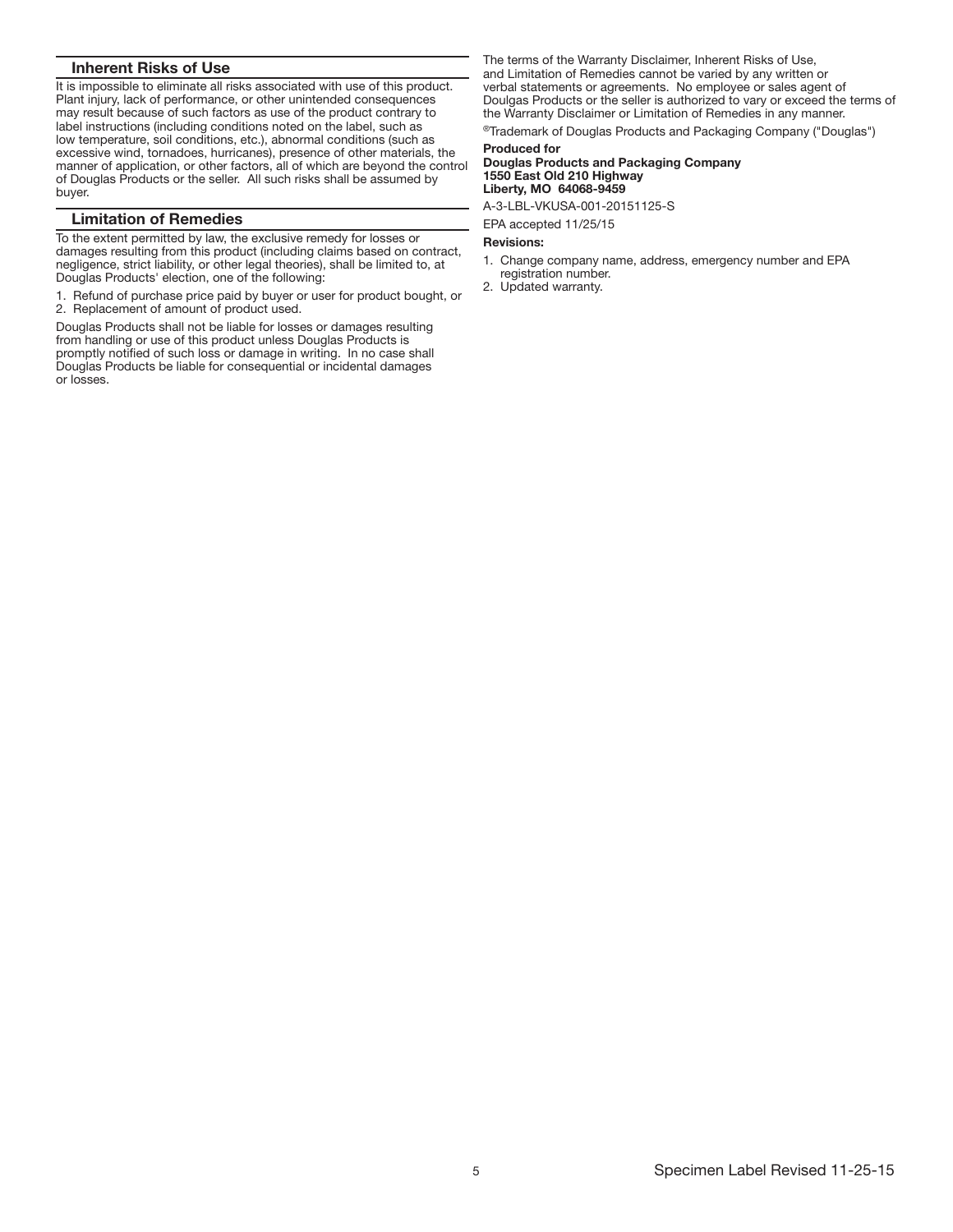## Inherent Risks of Use

It is impossible to eliminate all risks associated with use of this product. Plant injury, lack of performance, or other unintended consequences may result because of such factors as use of the product contrary to label instructions (including conditions noted on the label, such as low temperature, soil conditions, etc.), abnormal conditions (such as excessive wind, tornadoes, hurricanes), presence of other materials, the manner of application, or other factors, all of which are beyond the control of Douglas Products or the seller. All such risks shall be assumed by buyer.

## Limitation of Remedies

To the extent permitted by law, the exclusive remedy for losses or damages resulting from this product (including claims based on contract, negligence, strict liability, or other legal theories), shall be limited to, at Douglas Products' election, one of the following:

1. Refund of purchase price paid by buyer or user for product bought, or
2. Replacement of amount of product used.

Douglas Products shall not be liable for losses or damages resulting from handling or use of this product unless Douglas Products is promptly notified of such loss or damage in writing. In no case shall Douglas Products be liable for consequential or incidental damages or losses.

The terms of the Warranty Disclaimer, Inherent Risks of Use, and Limitation of Remedies cannot be varied by any written or verbal statements or agreements. No employee or sales agent of Doulgas Products or the seller is authorized to vary or exceed the terms of the Warranty Disclaimer or Limitation of Remedies in any manner.

®Trademark of Douglas Products and Packaging Company ("Douglas")

**Produced for**
**Douglas Products and Packaging Company**
**1550 East Old 210 Highway**
**Liberty, MO 64068-9459**

A-3-LBL-VKUSA-001-20151125-S

EPA accepted 11/25/15

**Revisions:**

1. Change company name, address, emergency number and EPA registration number.
2. Updated warranty.

Specimen Label Revised 11-25-15